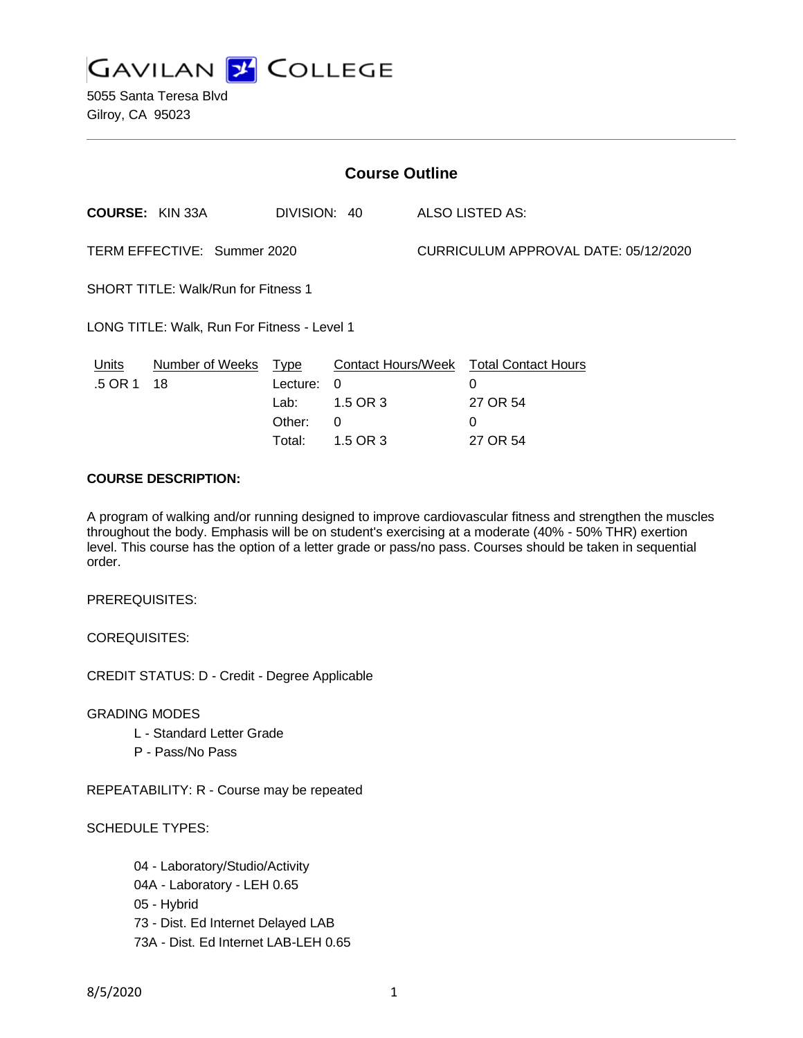# GAVILAN COLLEGE

5055 Santa Teresa Blvd
Gilroy, CA 95023

## Course Outline

**COURSE:** KIN 33A DIVISION: 40 ALSO LISTED AS:

TERM EFFECTIVE: Summer 2020 CURRICULUM APPROVAL DATE: 05/12/2020

SHORT TITLE: Walk/Run for Fitness 1

LONG TITLE: Walk, Run For Fitness - Level 1

| Units | Number of Weeks | Type | Contact Hours/Week | Total Contact Hours |
|---|---|---|---|---|
| .5 OR 1 | 18 | Lecture: | 0 | 0 |
| | | Lab: | 1.5 OR 3 | 27 OR 54 |
| | | Other: | 0 | 0 |
| | | Total: | 1.5 OR 3 | 27 OR 54 |

**COURSE DESCRIPTION:**

A program of walking and/or running designed to improve cardiovascular fitness and strengthen the muscles throughout the body. Emphasis will be on student's exercising at a moderate (40% - 50% THR) exertion level. This course has the option of a letter grade or pass/no pass. Courses should be taken in sequential order.

PREREQUISITES:

COREQUISITES:

CREDIT STATUS: D - Credit - Degree Applicable

GRADING MODES

- L - Standard Letter Grade
- P - Pass/No Pass

REPEATABILITY: R - Course may be repeated

SCHEDULE TYPES:

- 04 - Laboratory/Studio/Activity
- 04A - Laboratory - LEH 0.65
- 05 - Hybrid
- 73 - Dist. Ed Internet Delayed LAB
- 73A - Dist. Ed Internet LAB-LEH 0.65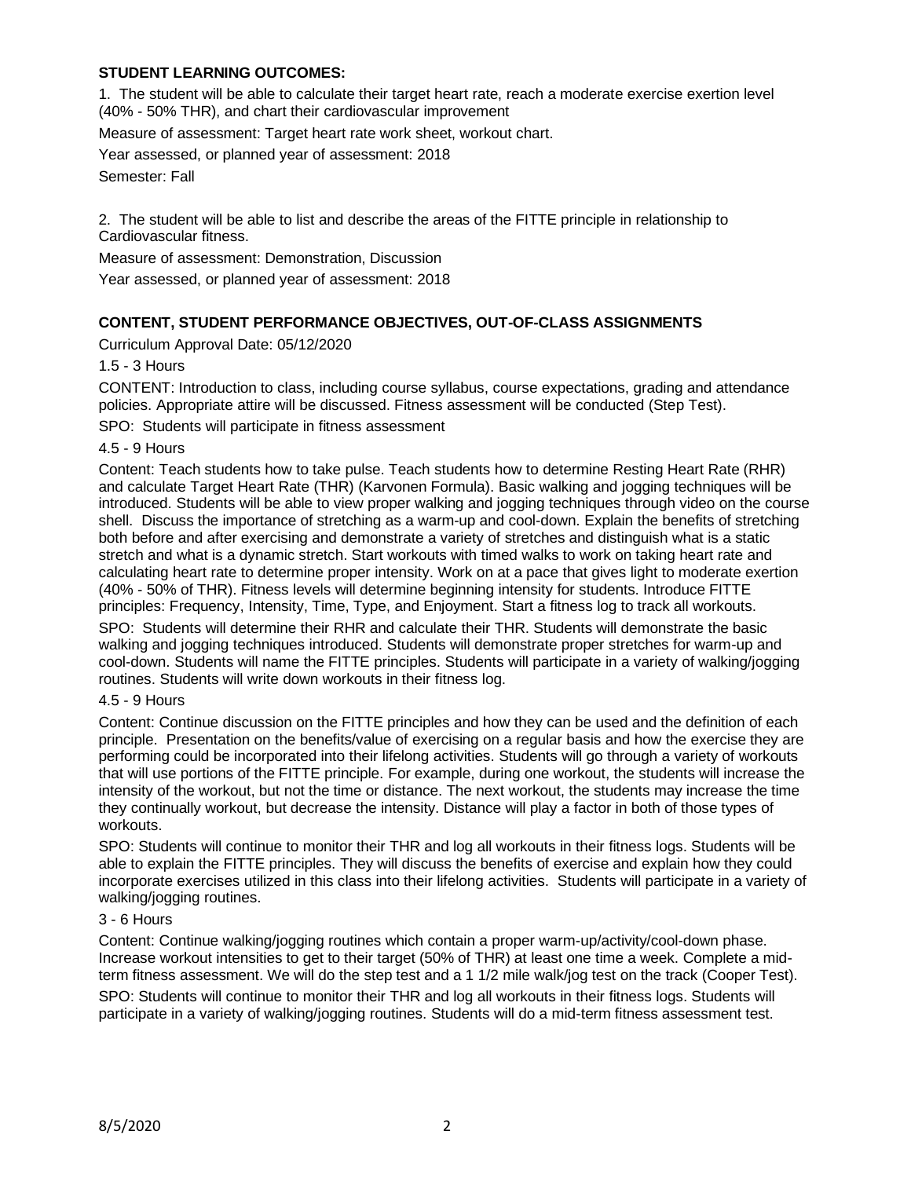**STUDENT LEARNING OUTCOMES:**

1. The student will be able to calculate their target heart rate, reach a moderate exercise exertion level (40% - 50% THR), and chart their cardiovascular improvement

Measure of assessment: Target heart rate work sheet, workout chart.

Year assessed, or planned year of assessment: 2018

Semester: Fall

2. The student will be able to list and describe the areas of the FITTE principle in relationship to Cardiovascular fitness.

Measure of assessment: Demonstration, Discussion

Year assessed, or planned year of assessment: 2018

**CONTENT, STUDENT PERFORMANCE OBJECTIVES, OUT-OF-CLASS ASSIGNMENTS**

Curriculum Approval Date: 05/12/2020

1.5 - 3 Hours

CONTENT: Introduction to class, including course syllabus, course expectations, grading and attendance policies. Appropriate attire will be discussed. Fitness assessment will be conducted (Step Test).

SPO: Students will participate in fitness assessment

4.5 - 9 Hours

Content: Teach students how to take pulse. Teach students how to determine Resting Heart Rate (RHR) and calculate Target Heart Rate (THR) (Karvonen Formula). Basic walking and jogging techniques will be introduced. Students will be able to view proper walking and jogging techniques through video on the course shell. Discuss the importance of stretching as a warm-up and cool-down. Explain the benefits of stretching both before and after exercising and demonstrate a variety of stretches and distinguish what is a static stretch and what is a dynamic stretch. Start workouts with timed walks to work on taking heart rate and calculating heart rate to determine proper intensity. Work on at a pace that gives light to moderate exertion (40% - 50% of THR). Fitness levels will determine beginning intensity for students. Introduce FITTE principles: Frequency, Intensity, Time, Type, and Enjoyment. Start a fitness log to track all workouts.

SPO: Students will determine their RHR and calculate their THR. Students will demonstrate the basic walking and jogging techniques introduced. Students will demonstrate proper stretches for warm-up and cool-down. Students will name the FITTE principles. Students will participate in a variety of walking/jogging routines. Students will write down workouts in their fitness log.

4.5 - 9 Hours

Content: Continue discussion on the FITTE principles and how they can be used and the definition of each principle. Presentation on the benefits/value of exercising on a regular basis and how the exercise they are performing could be incorporated into their lifelong activities. Students will go through a variety of workouts that will use portions of the FITTE principle. For example, during one workout, the students will increase the intensity of the workout, but not the time or distance. The next workout, the students may increase the time they continually workout, but decrease the intensity. Distance will play a factor in both of those types of workouts.

SPO: Students will continue to monitor their THR and log all workouts in their fitness logs. Students will be able to explain the FITTE principles. They will discuss the benefits of exercise and explain how they could incorporate exercises utilized in this class into their lifelong activities. Students will participate in a variety of walking/jogging routines.

3 - 6 Hours

Content: Continue walking/jogging routines which contain a proper warm-up/activity/cool-down phase. Increase workout intensities to get to their target (50% of THR) at least one time a week. Complete a mid-term fitness assessment. We will do the step test and a 1 1/2 mile walk/jog test on the track (Cooper Test).

SPO: Students will continue to monitor their THR and log all workouts in their fitness logs. Students will participate in a variety of walking/jogging routines. Students will do a mid-term fitness assessment test.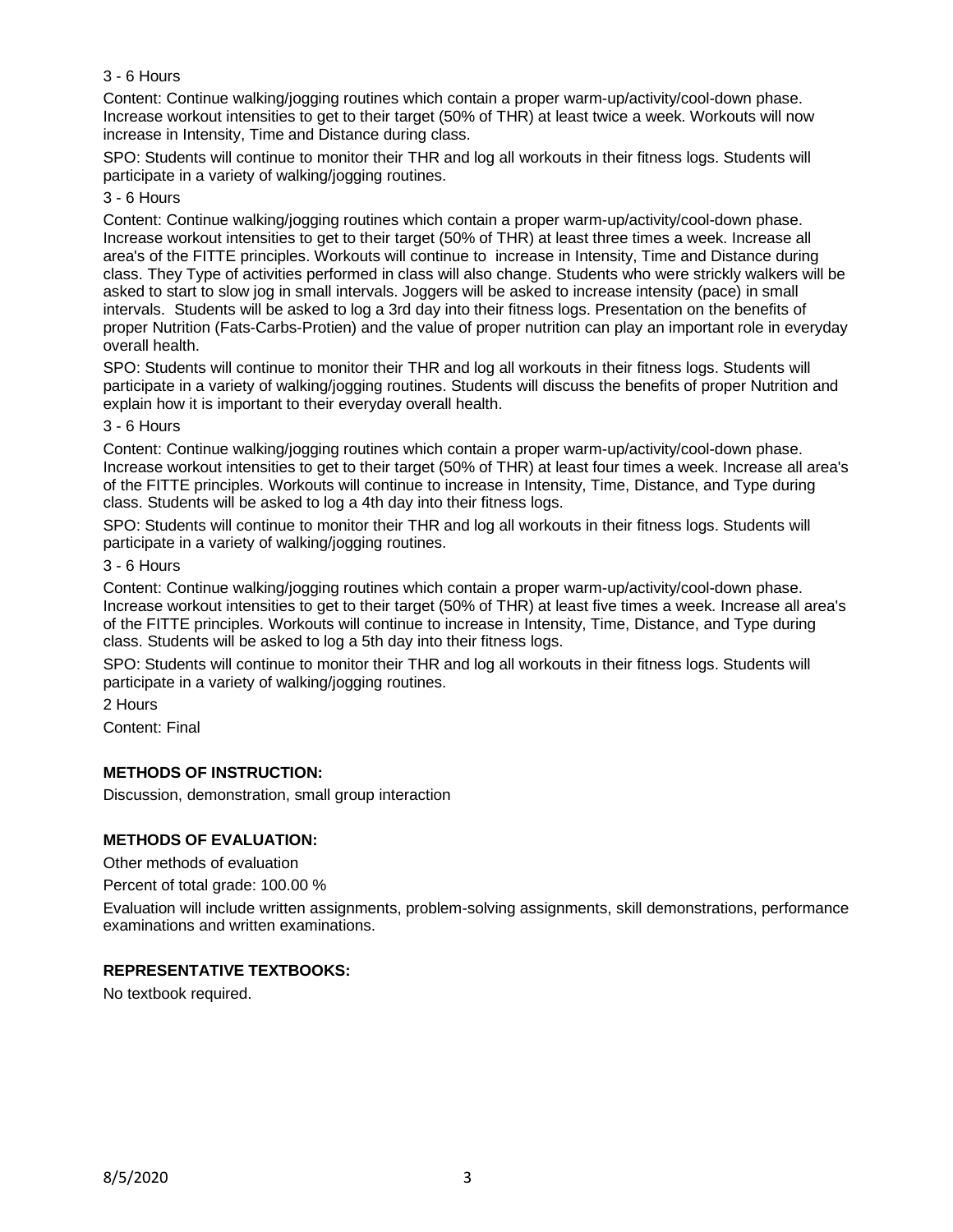3 - 6 Hours

Content: Continue walking/jogging routines which contain a proper warm-up/activity/cool-down phase. Increase workout intensities to get to their target (50% of THR) at least twice a week. Workouts will now increase in Intensity, Time and Distance during class.

SPO: Students will continue to monitor their THR and log all workouts in their fitness logs. Students will participate in a variety of walking/jogging routines.

3 - 6 Hours

Content: Continue walking/jogging routines which contain a proper warm-up/activity/cool-down phase. Increase workout intensities to get to their target (50% of THR) at least three times a week. Increase all area's of the FITTE principles. Workouts will continue to increase in Intensity, Time and Distance during class. They Type of activities performed in class will also change. Students who were strickly walkers will be asked to start to slow jog in small intervals. Joggers will be asked to increase intensity (pace) in small intervals. Students will be asked to log a 3rd day into their fitness logs. Presentation on the benefits of proper Nutrition (Fats-Carbs-Protien) and the value of proper nutrition can play an important role in everyday overall health.

SPO: Students will continue to monitor their THR and log all workouts in their fitness logs. Students will participate in a variety of walking/jogging routines. Students will discuss the benefits of proper Nutrition and explain how it is important to their everyday overall health.

3 - 6 Hours

Content: Continue walking/jogging routines which contain a proper warm-up/activity/cool-down phase. Increase workout intensities to get to their target (50% of THR) at least four times a week. Increase all area's of the FITTE principles. Workouts will continue to increase in Intensity, Time, Distance, and Type during class. Students will be asked to log a 4th day into their fitness logs.

SPO: Students will continue to monitor their THR and log all workouts in their fitness logs. Students will participate in a variety of walking/jogging routines.

3 - 6 Hours

Content: Continue walking/jogging routines which contain a proper warm-up/activity/cool-down phase. Increase workout intensities to get to their target (50% of THR) at least five times a week. Increase all area's of the FITTE principles. Workouts will continue to increase in Intensity, Time, Distance, and Type during class. Students will be asked to log a 5th day into their fitness logs.

SPO: Students will continue to monitor their THR and log all workouts in their fitness logs. Students will participate in a variety of walking/jogging routines.

2 Hours

Content: Final

**METHODS OF INSTRUCTION:**

Discussion, demonstration, small group interaction

**METHODS OF EVALUATION:**

Other methods of evaluation

Percent of total grade: 100.00 %

Evaluation will include written assignments, problem-solving assignments, skill demonstrations, performance examinations and written examinations.

**REPRESENTATIVE TEXTBOOKS:**

No textbook required.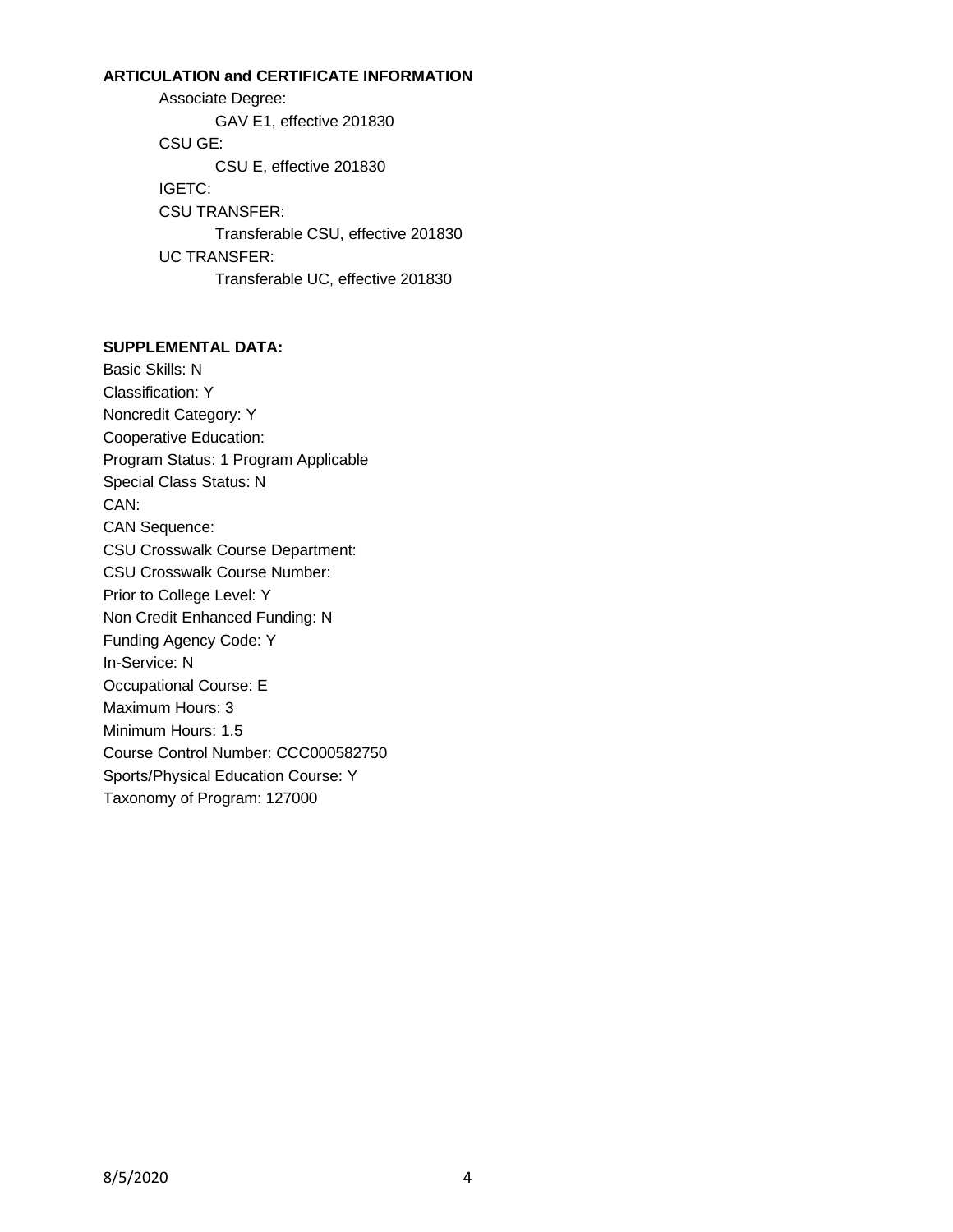**ARTICULATION and CERTIFICATE INFORMATION**

Associate Degree:

GAV E1, effective 201830

CSU GE:

CSU E, effective 201830

IGETC:

CSU TRANSFER:

Transferable CSU, effective 201830

UC TRANSFER:

Transferable UC, effective 201830

**SUPPLEMENTAL DATA:**

Basic Skills: N
Classification: Y
Noncredit Category: Y
Cooperative Education:
Program Status: 1 Program Applicable
Special Class Status: N
CAN:
CAN Sequence:
CSU Crosswalk Course Department:
CSU Crosswalk Course Number:
Prior to College Level: Y
Non Credit Enhanced Funding: N
Funding Agency Code: Y
In-Service: N
Occupational Course: E
Maximum Hours: 3
Minimum Hours: 1.5
Course Control Number: CCC000582750
Sports/Physical Education Course: Y
Taxonomy of Program: 127000